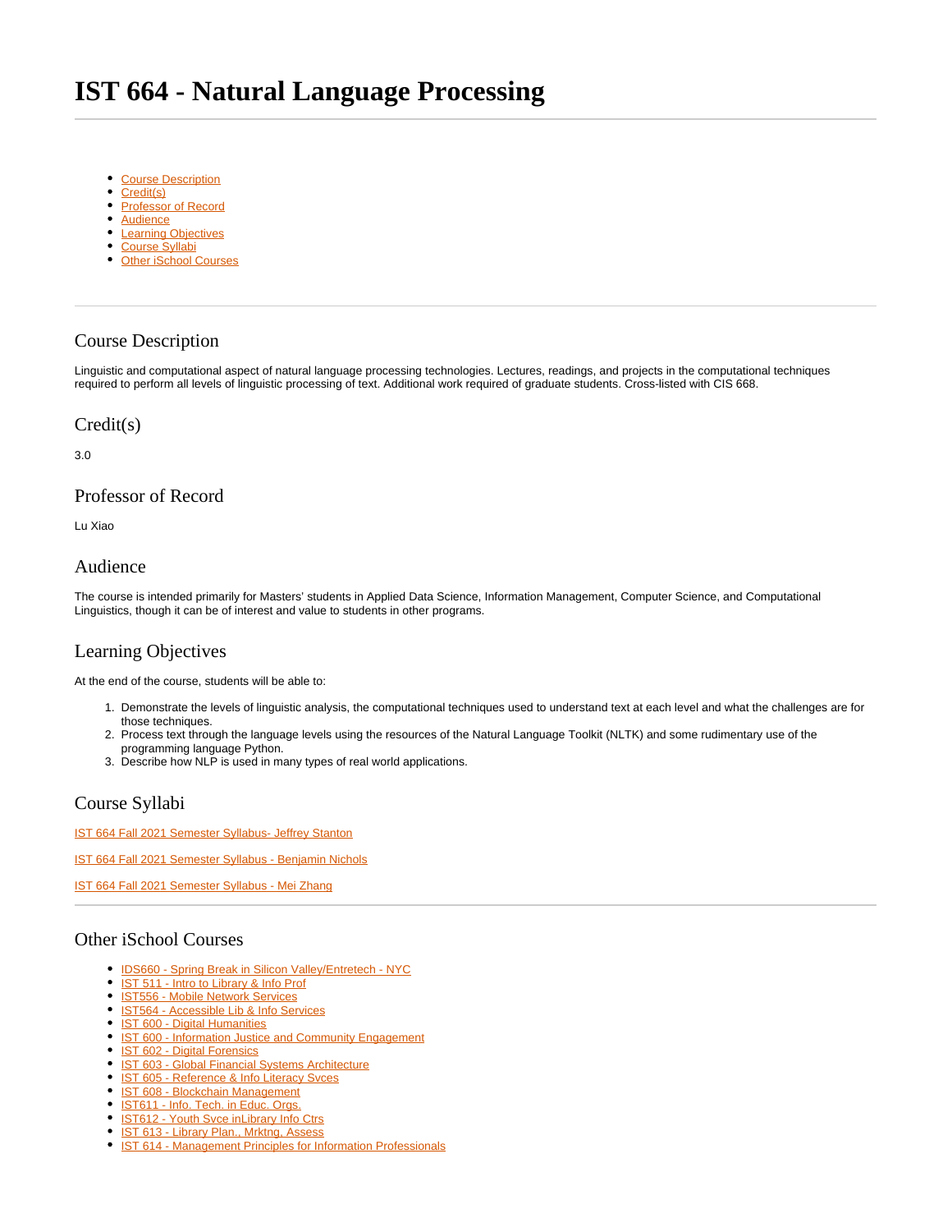# IST 664 - Natural Language Processing

---

- Course Description
- Credit(s)
- Professor of Record
- Audience
- Learning Objectives
- Course Syllabi
- Other iSchool Courses

---

## Course Description

Linguistic and computational aspect of natural language processing technologies. Lectures, readings, and projects in the computational techniques required to perform all levels of linguistic processing of text. Additional work required of graduate students. Cross-listed with CIS 668.

## Credit(s)

3.0

## Professor of Record

Lu Xiao

## Audience

The course is intended primarily for Masters' students in Applied Data Science, Information Management, Computer Science, and Computational Linguistics, though it can be of interest and value to students in other programs.

## Learning Objectives

At the end of the course, students will be able to:

1. Demonstrate the levels of linguistic analysis, the computational techniques used to understand text at each level and what the challenges are for those techniques.
2. Process text through the language levels using the resources of the Natural Language Toolkit (NLTK) and some rudimentary use of the programming language Python.
3. Describe how NLP is used in many types of real world applications.

## Course Syllabi

IST 664 Fall 2021 Semester Syllabus- Jeffrey Stanton

IST 664 Fall 2021 Semester Syllabus - Benjamin Nichols

IST 664 Fall 2021 Semester Syllabus - Mei Zhang

---

## Other iSchool Courses

- IDS660 - Spring Break in Silicon Valley/Entretech - NYC
- IST 511 - Intro to Library & Info Prof
- IST556 - Mobile Network Services
- IST564 - Accessible Lib & Info Services
- IST 600 - Digital Humanities
- IST 600 - Information Justice and Community Engagement
- IST 602 - Digital Forensics
- IST 603 - Global Financial Systems Architecture
- IST 605 - Reference & Info Literacy Svces
- IST 608 - Blockchain Management
- IST611 - Info. Tech. in Educ. Orgs.
- IST612 - Youth Svce inLibrary Info Ctrs
- IST 613 - Library Plan., Mrktng. Assess
- IST 614 - Management Principles for Information Professionals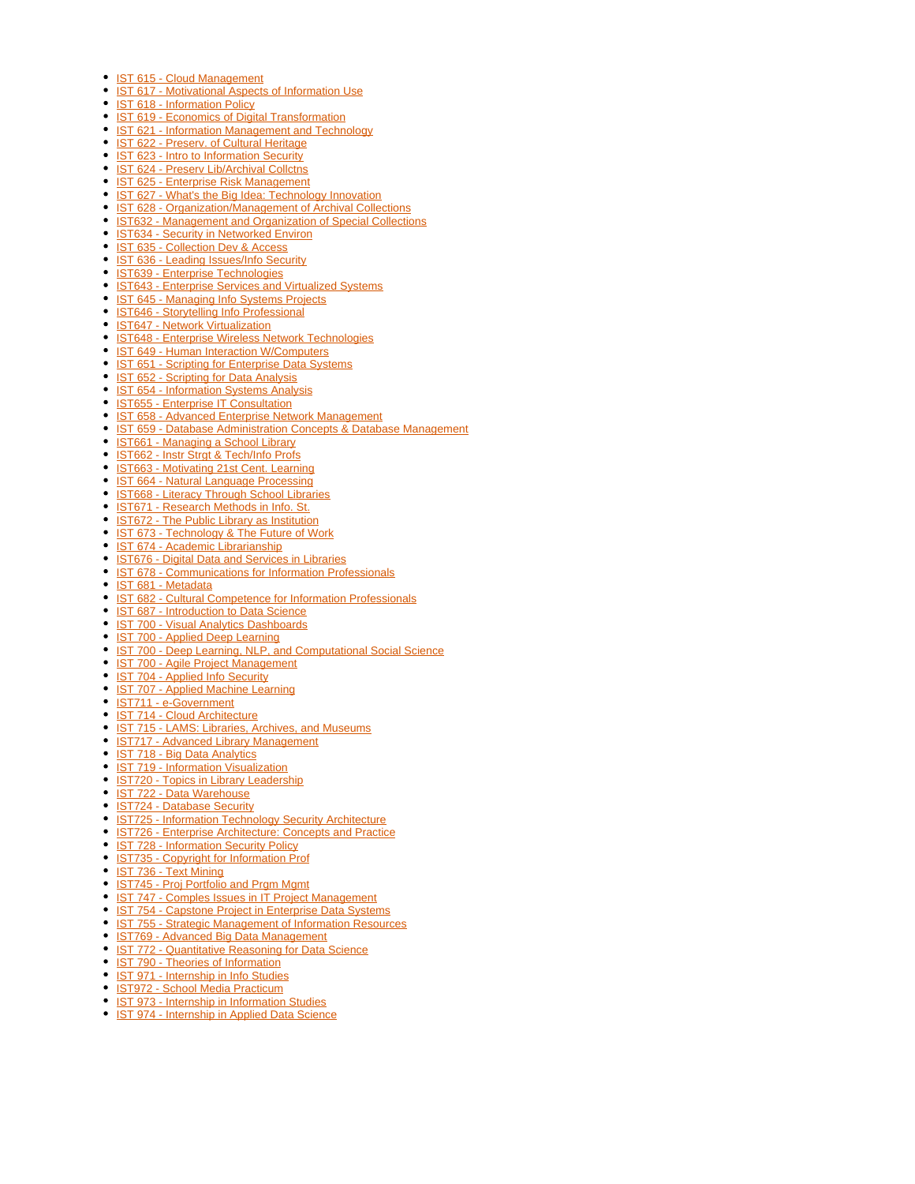- IST 615 - Cloud Management
- IST 617 - Motivational Aspects of Information Use
- IST 618 - Information Policy
- IST 619 - Economics of Digital Transformation
- IST 621 - Information Management and Technology
- IST 622 - Preserv. of Cultural Heritage
- IST 623 - Intro to Information Security
- IST 624 - Preserv Lib/Archival Collctns
- IST 625 - Enterprise Risk Management
- IST 627 - What's the Big Idea: Technology Innovation
- IST 628 - Organization/Management of Archival Collections
- IST632 - Management and Organization of Special Collections
- IST634 - Security in Networked Environ
- IST 635 - Collection Dev & Access
- IST 636 - Leading Issues/Info Security
- IST639 - Enterprise Technologies
- IST643 - Enterprise Services and Virtualized Systems
- IST 645 - Managing Info Systems Projects
- IST646 - Storytelling Info Professional
- IST647 - Network Virtualization
- IST648 - Enterprise Wireless Network Technologies
- IST 649 - Human Interaction W/Computers
- IST 651 - Scripting for Enterprise Data Systems
- IST 652 - Scripting for Data Analysis
- IST 654 - Information Systems Analysis
- IST655 - Enterprise IT Consultation
- IST 658 - Advanced Enterprise Network Management
- IST 659 - Database Administration Concepts & Database Management
- IST661 - Managing a School Library
- IST662 - Instr Strgt & Tech/Info Profs
- IST663 - Motivating 21st Cent. Learning
- IST 664 - Natural Language Processing
- IST668 - Literacy Through School Libraries
- IST671 - Research Methods in Info. St.
- IST672 - The Public Library as Institution
- IST 673 - Technology & The Future of Work
- IST 674 - Academic Librarianship
- IST676 - Digital Data and Services in Libraries
- IST 678 - Communications for Information Professionals
- IST 681 - Metadata
- IST 682 - Cultural Competence for Information Professionals
- IST 687 - Introduction to Data Science
- IST 700 - Visual Analytics Dashboards
- IST 700 - Applied Deep Learning
- IST 700 - Deep Learning, NLP, and Computational Social Science
- IST 700 - Agile Project Management
- IST 704 - Applied Info Security
- IST 707 - Applied Machine Learning
- IST711 - e-Government
- IST 714 - Cloud Architecture
- IST 715 - LAMS: Libraries, Archives, and Museums
- IST717 - Advanced Library Management
- IST 718 - Big Data Analytics
- IST 719 - Information Visualization
- IST720 - Topics in Library Leadership
- IST 722 - Data Warehouse
- IST724 - Database Security
- IST725 - Information Technology Security Architecture
- IST726 - Enterprise Architecture: Concepts and Practice
- IST 728 - Information Security Policy
- IST735 - Copyright for Information Prof
- IST 736 - Text Mining
- IST745 - Proj Portfolio and Prgm Mgmt
- IST 747 - Comples Issues in IT Project Management
- IST 754 - Capstone Project in Enterprise Data Systems
- IST 755 - Strategic Management of Information Resources
- IST769 - Advanced Big Data Management
- IST 772 - Quantitative Reasoning for Data Science
- IST 790 - Theories of Information
- IST 971 - Internship in Info Studies
- IST972 - School Media Practicum
- IST 973 - Internship in Information Studies
- IST 974 - Internship in Applied Data Science